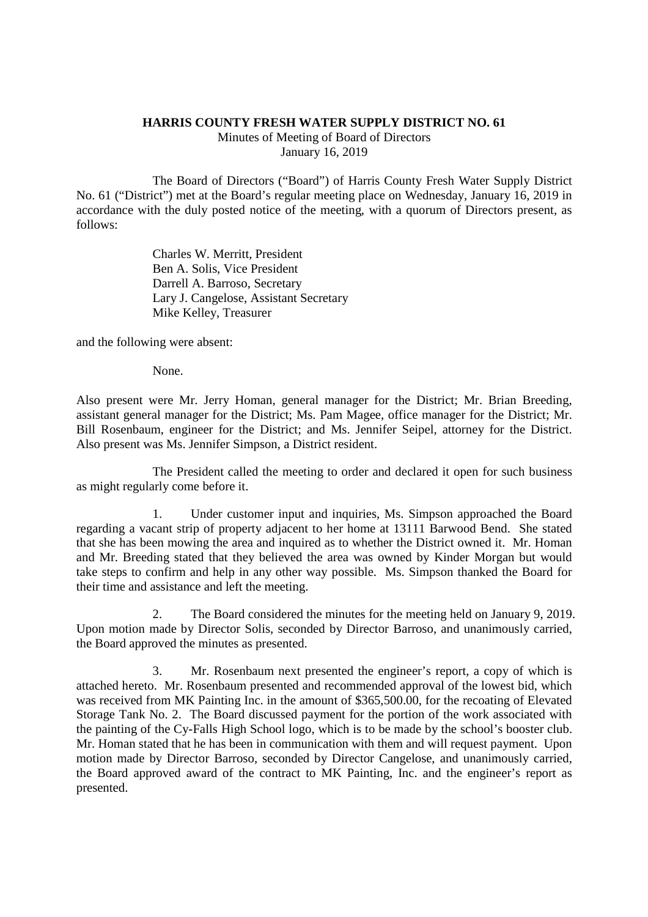**HARRIS COUNTY FRESH WATER SUPPLY DISTRICT NO. 61**

Minutes of Meeting of Board of Directors

January 16, 2019

The Board of Directors ("Board") of Harris County Fresh Water Supply District No. 61 ("District") met at the Board's regular meeting place on Wednesday, January 16, 2019 in accordance with the duly posted notice of the meeting, with a quorum of Directors present, as follows:

Charles W. Merritt, President
Ben A. Solis, Vice President
Darrell A. Barroso, Secretary
Lary J. Cangelose, Assistant Secretary
Mike Kelley, Treasurer

and the following were absent:

None.

Also present were Mr. Jerry Homan, general manager for the District; Mr. Brian Breeding, assistant general manager for the District; Ms. Pam Magee, office manager for the District; Mr. Bill Rosenbaum, engineer for the District; and Ms. Jennifer Seipel, attorney for the District. Also present was Ms. Jennifer Simpson, a District resident.

The President called the meeting to order and declared it open for such business as might regularly come before it.

1. Under customer input and inquiries, Ms. Simpson approached the Board regarding a vacant strip of property adjacent to her home at 13111 Barwood Bend. She stated that she has been mowing the area and inquired as to whether the District owned it. Mr. Homan and Mr. Breeding stated that they believed the area was owned by Kinder Morgan but would take steps to confirm and help in any other way possible. Ms. Simpson thanked the Board for their time and assistance and left the meeting.

2. The Board considered the minutes for the meeting held on January 9, 2019. Upon motion made by Director Solis, seconded by Director Barroso, and unanimously carried, the Board approved the minutes as presented.

3. Mr. Rosenbaum next presented the engineer's report, a copy of which is attached hereto. Mr. Rosenbaum presented and recommended approval of the lowest bid, which was received from MK Painting Inc. in the amount of $365,500.00, for the recoating of Elevated Storage Tank No. 2. The Board discussed payment for the portion of the work associated with the painting of the Cy-Falls High School logo, which is to be made by the school's booster club. Mr. Homan stated that he has been in communication with them and will request payment. Upon motion made by Director Barroso, seconded by Director Cangelose, and unanimously carried, the Board approved award of the contract to MK Painting, Inc. and the engineer's report as presented.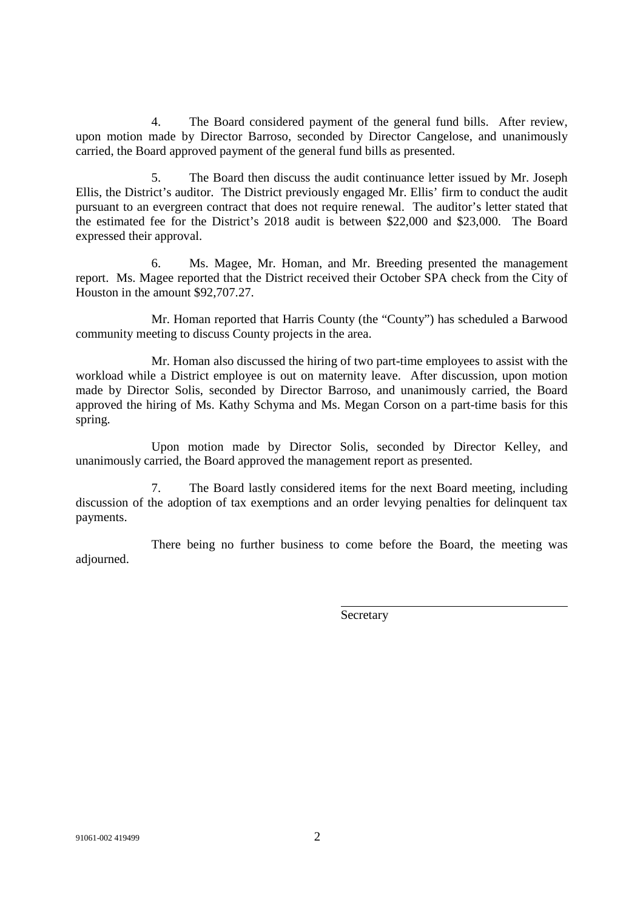4. The Board considered payment of the general fund bills. After review, upon motion made by Director Barroso, seconded by Director Cangelose, and unanimously carried, the Board approved payment of the general fund bills as presented.

5. The Board then discuss the audit continuance letter issued by Mr. Joseph Ellis, the District's auditor. The District previously engaged Mr. Ellis' firm to conduct the audit pursuant to an evergreen contract that does not require renewal. The auditor's letter stated that the estimated fee for the District's 2018 audit is between $22,000 and $23,000. The Board expressed their approval.

6. Ms. Magee, Mr. Homan, and Mr. Breeding presented the management report. Ms. Magee reported that the District received their October SPA check from the City of Houston in the amount $92,707.27.

Mr. Homan reported that Harris County (the "County") has scheduled a Barwood community meeting to discuss County projects in the area.

Mr. Homan also discussed the hiring of two part-time employees to assist with the workload while a District employee is out on maternity leave. After discussion, upon motion made by Director Solis, seconded by Director Barroso, and unanimously carried, the Board approved the hiring of Ms. Kathy Schyma and Ms. Megan Corson on a part-time basis for this spring.

Upon motion made by Director Solis, seconded by Director Kelley, and unanimously carried, the Board approved the management report as presented.

7. The Board lastly considered items for the next Board meeting, including discussion of the adoption of tax exemptions and an order levying penalties for delinquent tax payments.

There being no further business to come before the Board, the meeting was adjourned.

\_\_\_\_\_\_\_\_\_\_\_\_\_\_\_\_\_\_\_\_\_\_\_\_\_\_\_\_\_\_\_\_\_\_\_\_

Secretary

91061-002 419499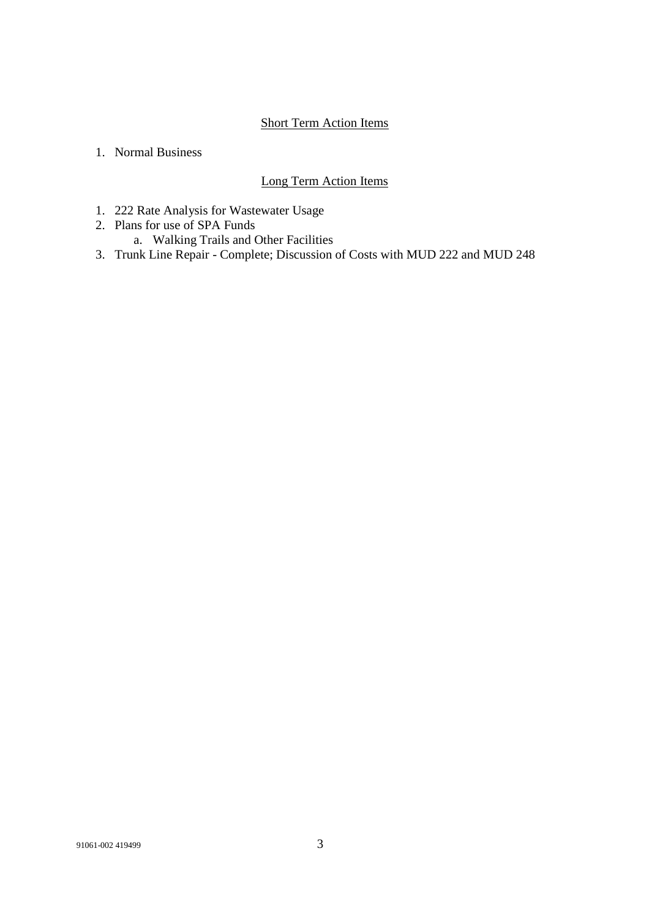<u>Short Term Action Items</u>

1. Normal Business

<u>Long Term Action Items</u>

1. 222 Rate Analysis for Wastewater Usage
2. Plans for use of SPA Funds
   a. Walking Trails and Other Facilities
3. Trunk Line Repair - Complete; Discussion of Costs with MUD 222 and MUD 248

91061-002 419499